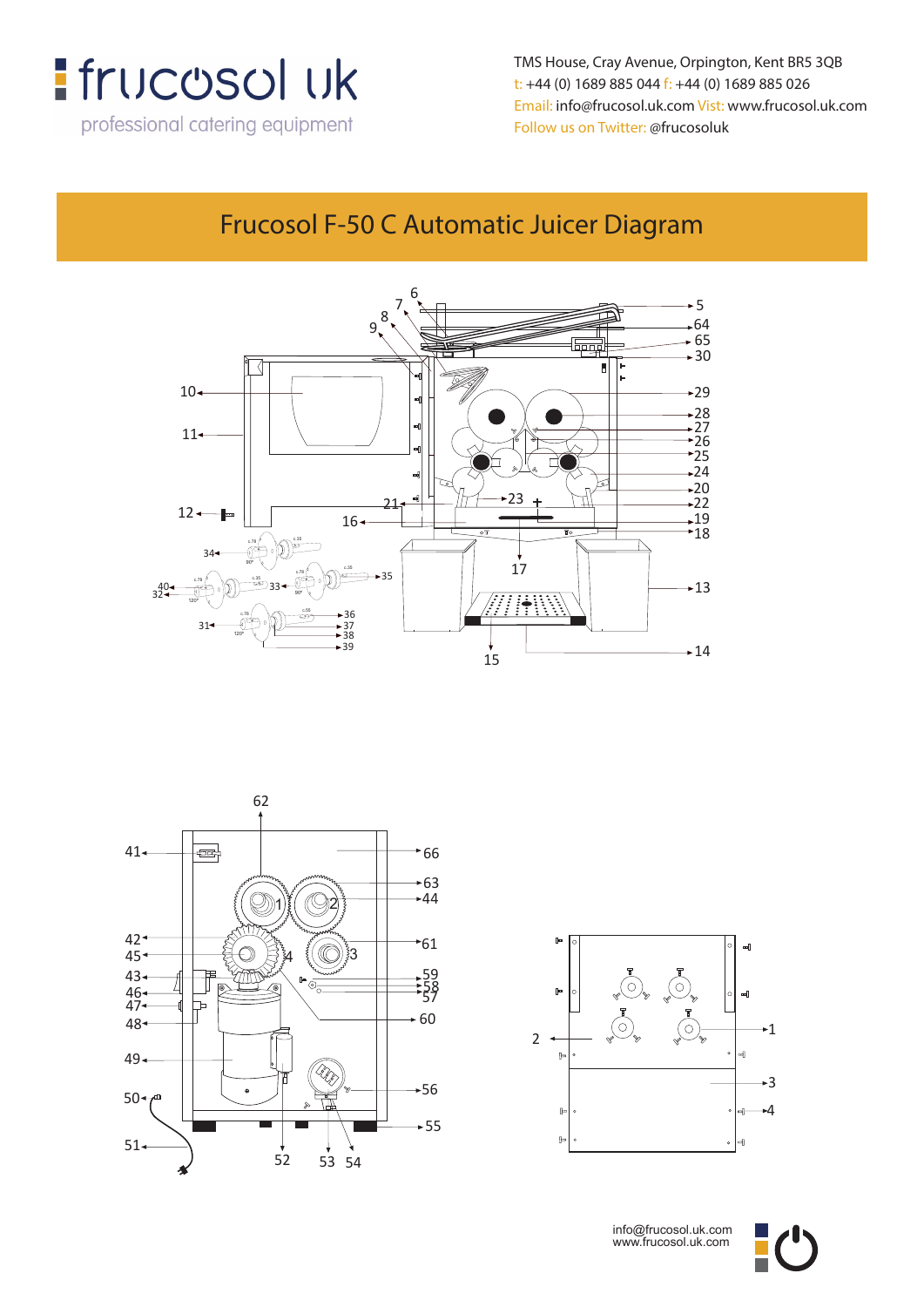frucosol uk

professional catering equipment

TMS House, Cray Avenue, Orpington, Kent BR5 3QB
t: +44 (0) 1689 885 044 f: +44 (0) 1689 885 026
Email: info@frucosol.uk.com Visit: www.frucosol.uk.com
Follow us on Twitter: @frucosoluk

# Frucosol F-50 C Automatic Juicer Diagram

info@frucosol.uk.com
www.frucosol.uk.com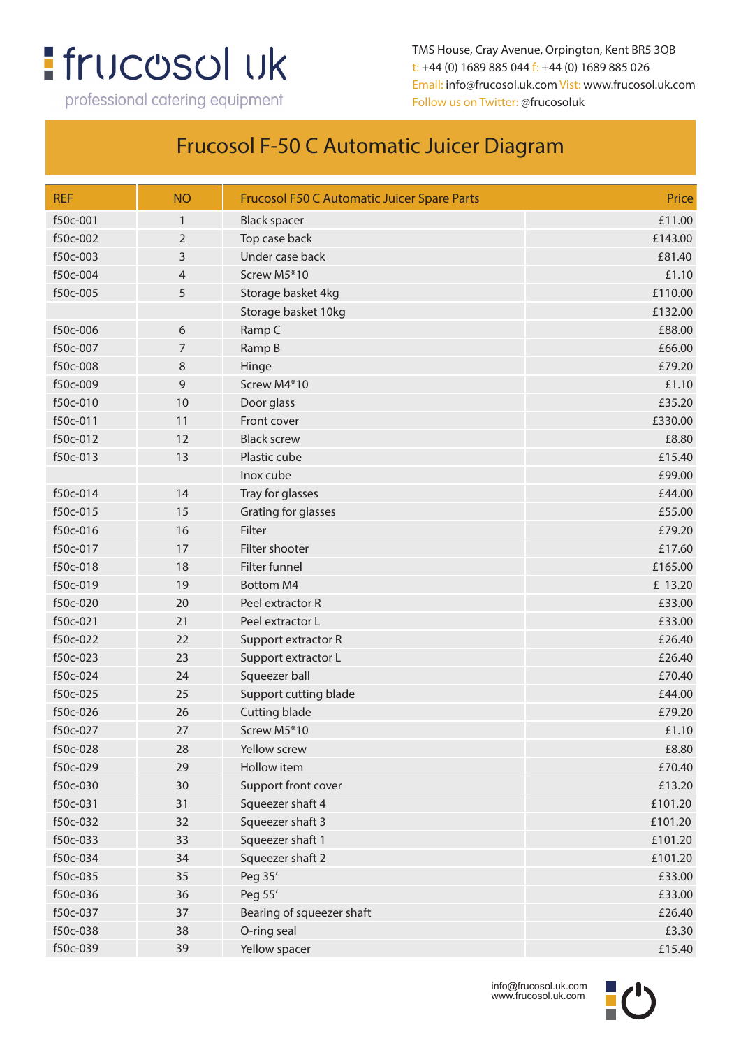frucosol uk

professional catering equipment

TMS House, Cray Avenue, Orpington, Kent BR5 3QB
t: +44 (0) 1689 885 044 f: +44 (0) 1689 885 026
Email: info@frucosol.uk.com Visit: www.frucosol.uk.com
Follow us on Twitter: @frucosoluk

# Frucosol F-50 C Automatic Juicer Diagram

| REF | NO | Frucosol F50 C Automatic Juicer Spare Parts | Price |
|---|---|---|---|
| f50c-001 | 1 | Black spacer | £11.00 |
| f50c-002 | 2 | Top case back | £143.00 |
| f50c-003 | 3 | Under case back | £81.40 |
| f50c-004 | 4 | Screw M5*10 | £1.10 |
| f50c-005 | 5 | Storage basket 4kg | £110.00 |
| | | Storage basket 10kg | £132.00 |
| f50c-006 | 6 | Ramp C | £88.00 |
| f50c-007 | 7 | Ramp B | £66.00 |
| f50c-008 | 8 | Hinge | £79.20 |
| f50c-009 | 9 | Screw M4*10 | £1.10 |
| f50c-010 | 10 | Door glass | £35.20 |
| f50c-011 | 11 | Front cover | £330.00 |
| f50c-012 | 12 | Black screw | £8.80 |
| f50c-013 | 13 | Plastic cube | £15.40 |
| | | Inox cube | £99.00 |
| f50c-014 | 14 | Tray for glasses | £44.00 |
| f50c-015 | 15 | Grating for glasses | £55.00 |
| f50c-016 | 16 | Filter | £79.20 |
| f50c-017 | 17 | Filter shooter | £17.60 |
| f50c-018 | 18 | Filter funnel | £165.00 |
| f50c-019 | 19 | Bottom M4 | £ 13.20 |
| f50c-020 | 20 | Peel extractor R | £33.00 |
| f50c-021 | 21 | Peel extractor L | £33.00 |
| f50c-022 | 22 | Support extractor R | £26.40 |
| f50c-023 | 23 | Support extractor L | £26.40 |
| f50c-024 | 24 | Squeezer ball | £70.40 |
| f50c-025 | 25 | Support cutting blade | £44.00 |
| f50c-026 | 26 | Cutting blade | £79.20 |
| f50c-027 | 27 | Screw M5*10 | £1.10 |
| f50c-028 | 28 | Yellow screw | £8.80 |
| f50c-029 | 29 | Hollow item | £70.40 |
| f50c-030 | 30 | Support front cover | £13.20 |
| f50c-031 | 31 | Squeezer shaft 4 | £101.20 |
| f50c-032 | 32 | Squeezer shaft 3 | £101.20 |
| f50c-033 | 33 | Squeezer shaft 1 | £101.20 |
| f50c-034 | 34 | Squeezer shaft 2 | £101.20 |
| f50c-035 | 35 | Peg 35' | £33.00 |
| f50c-036 | 36 | Peg 55' | £33.00 |
| f50c-037 | 37 | Bearing of squeezer shaft | £26.40 |
| f50c-038 | 38 | O-ring seal | £3.30 |
| f50c-039 | 39 | Yellow spacer | £15.40 |

info@frucosol.uk.com
www.frucosol.uk.com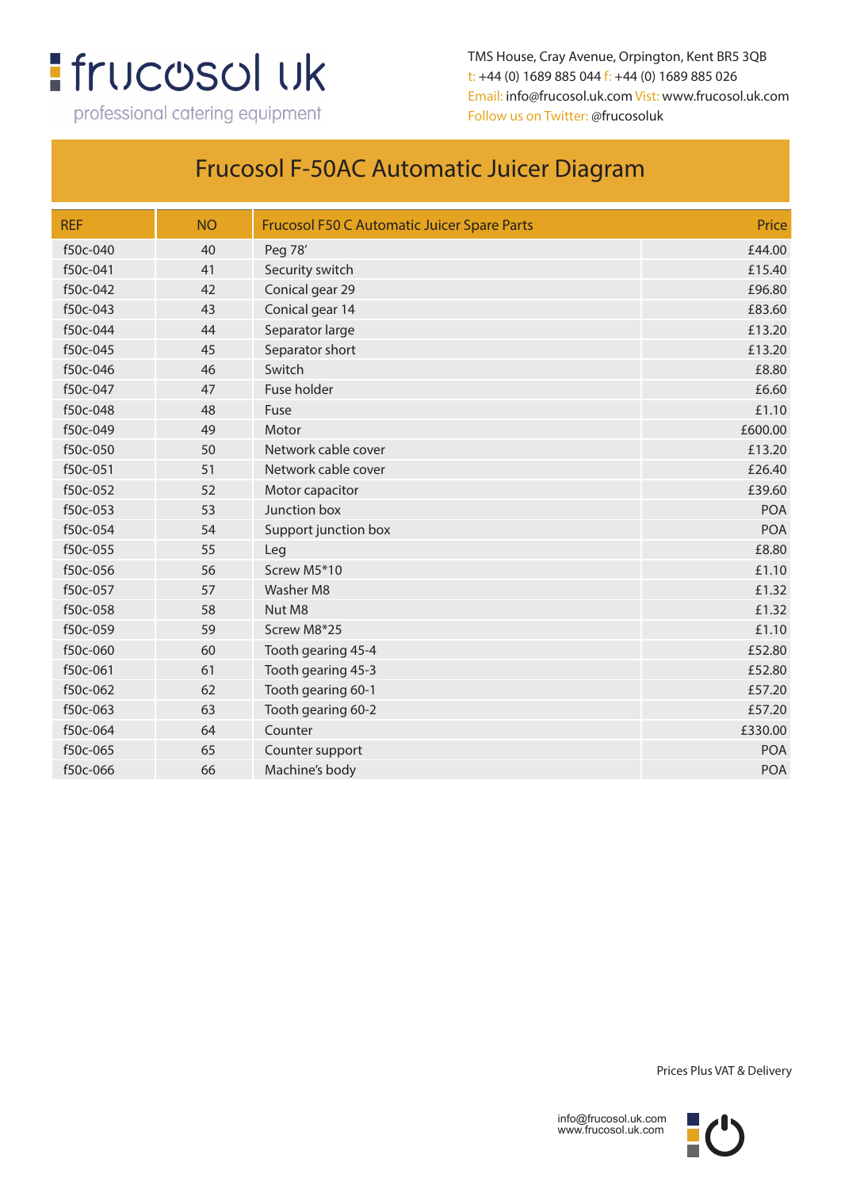frucosol uk
professional catering equipment

TMS House, Cray Avenue, Orpington, Kent BR5 3QB
t: +44 (0) 1689 885 044 f: +44 (0) 1689 885 026
Email: info@frucosol.uk.com Visit: www.frucosol.uk.com
Follow us on Twitter: @frucosoluk

# Frucosol F-50AC Automatic Juicer Diagram

| REF | NO | Frucosol F50 C Automatic Juicer Spare Parts | Price |
|---|---|---|---|
| f50c-040 | 40 | Peg 78' | £44.00 |
| f50c-041 | 41 | Security switch | £15.40 |
| f50c-042 | 42 | Conical gear 29 | £96.80 |
| f50c-043 | 43 | Conical gear 14 | £83.60 |
| f50c-044 | 44 | Separator large | £13.20 |
| f50c-045 | 45 | Separator short | £13.20 |
| f50c-046 | 46 | Switch | £8.80 |
| f50c-047 | 47 | Fuse holder | £6.60 |
| f50c-048 | 48 | Fuse | £1.10 |
| f50c-049 | 49 | Motor | £600.00 |
| f50c-050 | 50 | Network cable cover | £13.20 |
| f50c-051 | 51 | Network cable cover | £26.40 |
| f50c-052 | 52 | Motor capacitor | £39.60 |
| f50c-053 | 53 | Junction box | POA |
| f50c-054 | 54 | Support junction box | POA |
| f50c-055 | 55 | Leg | £8.80 |
| f50c-056 | 56 | Screw M5*10 | £1.10 |
| f50c-057 | 57 | Washer M8 | £1.32 |
| f50c-058 | 58 | Nut M8 | £1.32 |
| f50c-059 | 59 | Screw M8*25 | £1.10 |
| f50c-060 | 60 | Tooth gearing 45-4 | £52.80 |
| f50c-061 | 61 | Tooth gearing 45-3 | £52.80 |
| f50c-062 | 62 | Tooth gearing 60-1 | £57.20 |
| f50c-063 | 63 | Tooth gearing 60-2 | £57.20 |
| f50c-064 | 64 | Counter | £330.00 |
| f50c-065 | 65 | Counter support | POA |
| f50c-066 | 66 | Machine's body | POA |

Prices Plus VAT & Delivery

info@frucosol.uk.com
www.frucosol.uk.com